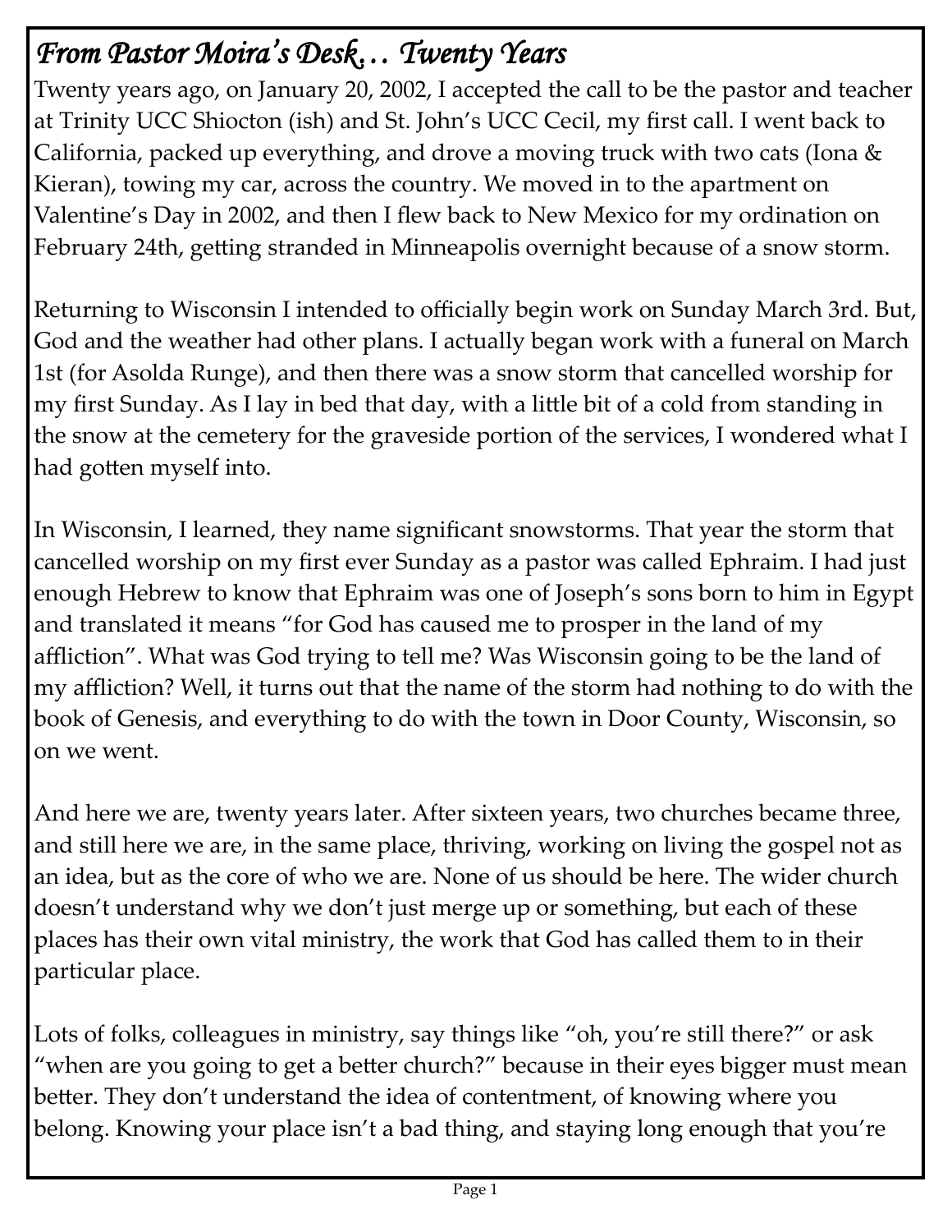# *From Pastor Moira's Desk… Twenty Years*

Twenty years ago, on January 20, 2002, I accepted the call to be the pastor and teacher at Trinity UCC Shiocton (ish) and St. John's UCC Cecil, my first call. I went back to California, packed up everything, and drove a moving truck with two cats (Iona & Kieran), towing my car, across the country. We moved in to the apartment on Valentine's Day in 2002, and then I flew back to New Mexico for my ordination on February 24th, getting stranded in Minneapolis overnight because of a snow storm.

Returning to Wisconsin I intended to officially begin work on Sunday March 3rd. But, God and the weather had other plans. I actually began work with a funeral on March 1st (for Asolda Runge), and then there was a snow storm that cancelled worship for my first Sunday. As I lay in bed that day, with a little bit of a cold from standing in the snow at the cemetery for the graveside portion of the services, I wondered what I had gotten myself into.

In Wisconsin, I learned, they name significant snowstorms. That year the storm that cancelled worship on my first ever Sunday as a pastor was called Ephraim. I had just enough Hebrew to know that Ephraim was one of Joseph's sons born to him in Egypt and translated it means "for God has caused me to prosper in the land of my affliction". What was God trying to tell me? Was Wisconsin going to be the land of my affliction? Well, it turns out that the name of the storm had nothing to do with the book of Genesis, and everything to do with the town in Door County, Wisconsin, so on we went.

And here we are, twenty years later. After sixteen years, two churches became three, and still here we are, in the same place, thriving, working on living the gospel not as an idea, but as the core of who we are. None of us should be here. The wider church doesn't understand why we don't just merge up or something, but each of these places has their own vital ministry, the work that God has called them to in their particular place.

Lots of folks, colleagues in ministry, say things like "oh, you're still there?" or ask "when are you going to get a better church?" because in their eyes bigger must mean better. They don't understand the idea of contentment, of knowing where you belong. Knowing your place isn't a bad thing, and staying long enough that you're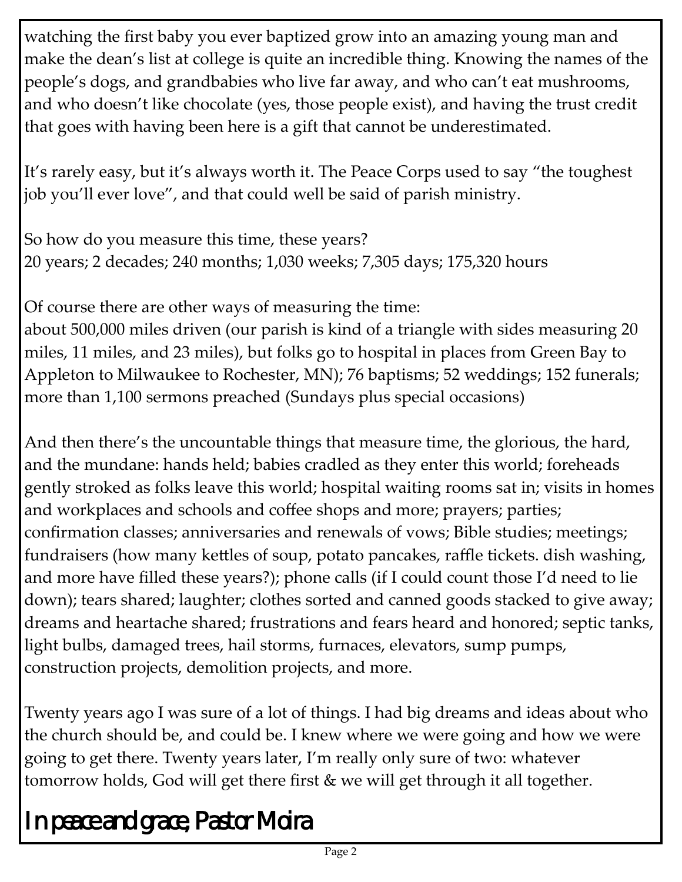watching the first baby you ever baptized grow into an amazing young man and make the dean's list at college is quite an incredible thing. Knowing the names of the people's dogs, and grandbabies who live far away, and who can't eat mushrooms, and who doesn't like chocolate (yes, those people exist), and having the trust credit that goes with having been here is a gift that cannot be underestimated.

It's rarely easy, but it's always worth it. The Peace Corps used to say "the toughest job you'll ever love", and that could well be said of parish ministry.

So how do you measure this time, these years?
20 years; 2 decades; 240 months; 1,030 weeks; 7,305 days; 175,320 hours

Of course there are other ways of measuring the time:
about 500,000 miles driven (our parish is kind of a triangle with sides measuring 20 miles, 11 miles, and 23 miles), but folks go to hospital in places from Green Bay to Appleton to Milwaukee to Rochester, MN); 76 baptisms; 52 weddings; 152 funerals; more than 1,100 sermons preached (Sundays plus special occasions)

And then there's the uncountable things that measure time, the glorious, the hard, and the mundane: hands held; babies cradled as they enter this world; foreheads gently stroked as folks leave this world; hospital waiting rooms sat in; visits in homes and workplaces and schools and coffee shops and more; prayers; parties; confirmation classes; anniversaries and renewals of vows; Bible studies; meetings; fundraisers (how many kettles of soup, potato pancakes, raffle tickets. dish washing, and more have filled these years?); phone calls (if I could count those I'd need to lie down); tears shared; laughter; clothes sorted and canned goods stacked to give away; dreams and heartache shared; frustrations and fears heard and honored; septic tanks, light bulbs, damaged trees, hail storms, furnaces, elevators, sump pumps, construction projects, demolition projects, and more.

Twenty years ago I was sure of a lot of things. I had big dreams and ideas about who the church should be, and could be. I knew where we were going and how we were going to get there. Twenty years later, I'm really only sure of two: whatever tomorrow holds, God will get there first & we will get through it all together.

In peace and grace, Pastor Moira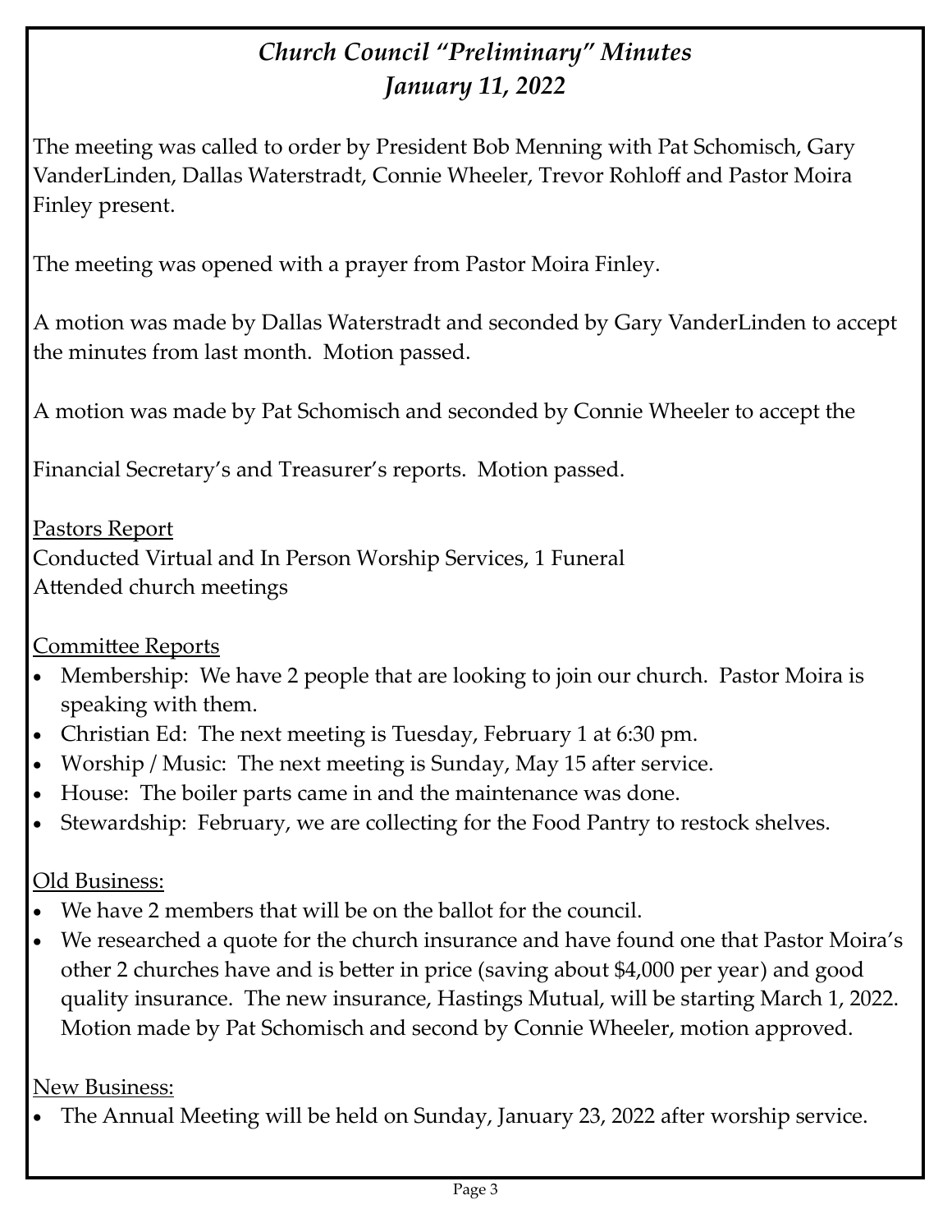# *Church Council "Preliminary" Minutes*
# *January 11, 2022*

The meeting was called to order by President Bob Menning with Pat Schomisch, Gary VanderLinden, Dallas Waterstradt, Connie Wheeler, Trevor Rohloff and Pastor Moira Finley present.

The meeting was opened with a prayer from Pastor Moira Finley.

A motion was made by Dallas Waterstradt and seconded by Gary VanderLinden to accept the minutes from last month. Motion passed.

A motion was made by Pat Schomisch and seconded by Connie Wheeler to accept the Financial Secretary's and Treasurer's reports. Motion passed.

<u>Pastors Report</u>

Conducted Virtual and In Person Worship Services, 1 Funeral
Attended church meetings

<u>Committee Reports</u>

- Membership: We have 2 people that are looking to join our church. Pastor Moira is speaking with them.
- Christian Ed: The next meeting is Tuesday, February 1 at 6:30 pm.
- Worship / Music: The next meeting is Sunday, May 15 after service.
- House: The boiler parts came in and the maintenance was done.
- Stewardship: February, we are collecting for the Food Pantry to restock shelves.

<u>Old Business:</u>

- We have 2 members that will be on the ballot for the council.
- We researched a quote for the church insurance and have found one that Pastor Moira's other 2 churches have and is better in price (saving about $4,000 per year) and good quality insurance. The new insurance, Hastings Mutual, will be starting March 1, 2022. Motion made by Pat Schomisch and second by Connie Wheeler, motion approved.

<u>New Business:</u>

- The Annual Meeting will be held on Sunday, January 23, 2022 after worship service.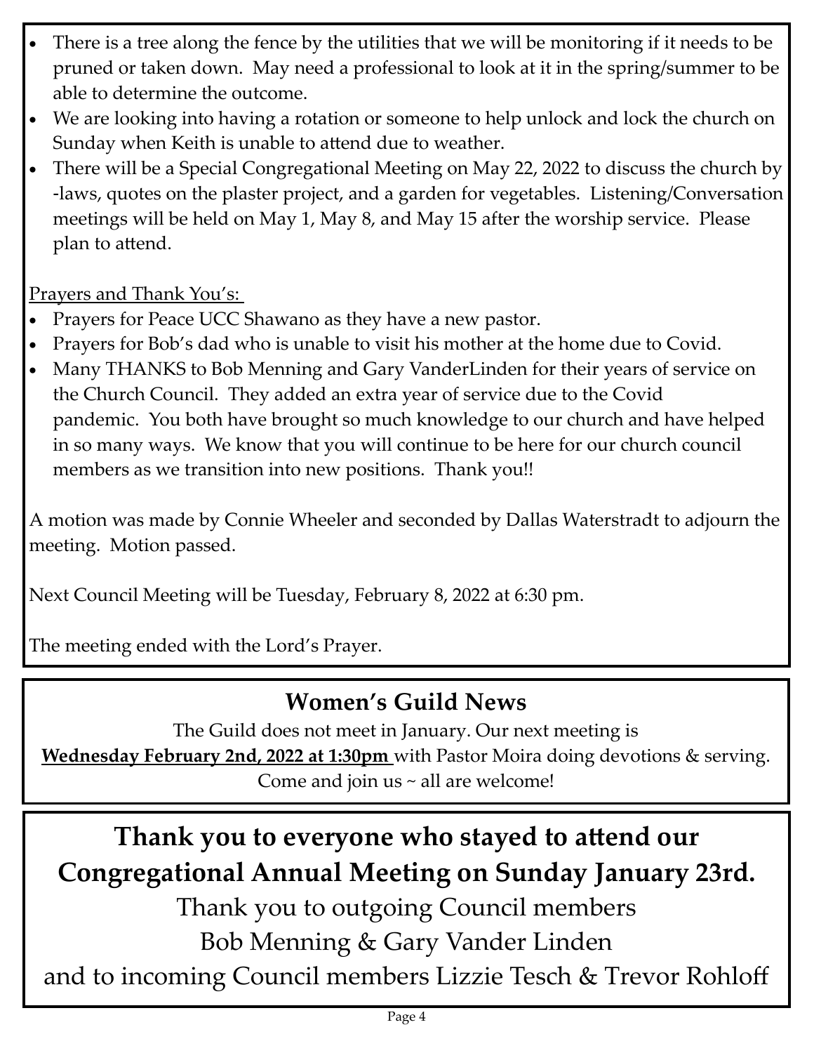- There is a tree along the fence by the utilities that we will be monitoring if it needs to be pruned or taken down. May need a professional to look at it in the spring/summer to be able to determine the outcome.
- We are looking into having a rotation or someone to help unlock and lock the church on Sunday when Keith is unable to attend due to weather.
- There will be a Special Congregational Meeting on May 22, 2022 to discuss the church by-laws, quotes on the plaster project, and a garden for vegetables. Listening/Conversation meetings will be held on May 1, May 8, and May 15 after the worship service. Please plan to attend.

Prayers and Thank You's:

- Prayers for Peace UCC Shawano as they have a new pastor.
- Prayers for Bob's dad who is unable to visit his mother at the home due to Covid.
- Many THANKS to Bob Menning and Gary VanderLinden for their years of service on the Church Council. They added an extra year of service due to the Covid pandemic. You both have brought so much knowledge to our church and have helped in so many ways. We know that you will continue to be here for our church council members as we transition into new positions. Thank you!!

A motion was made by Connie Wheeler and seconded by Dallas Waterstradt to adjourn the meeting. Motion passed.

Next Council Meeting will be Tuesday, February 8, 2022 at 6:30 pm.

The meeting ended with the Lord's Prayer.

## Women's Guild News

The Guild does not meet in January. Our next meeting is **Wednesday February 2nd, 2022 at 1:30pm** with Pastor Moira doing devotions & serving. Come and join us ~ all are welcome!

**Thank you to everyone who stayed to attend our Congregational Annual Meeting on Sunday January 23rd.**

Thank you to outgoing Council members Bob Menning & Gary Vander Linden and to incoming Council members Lizzie Tesch & Trevor Rohloff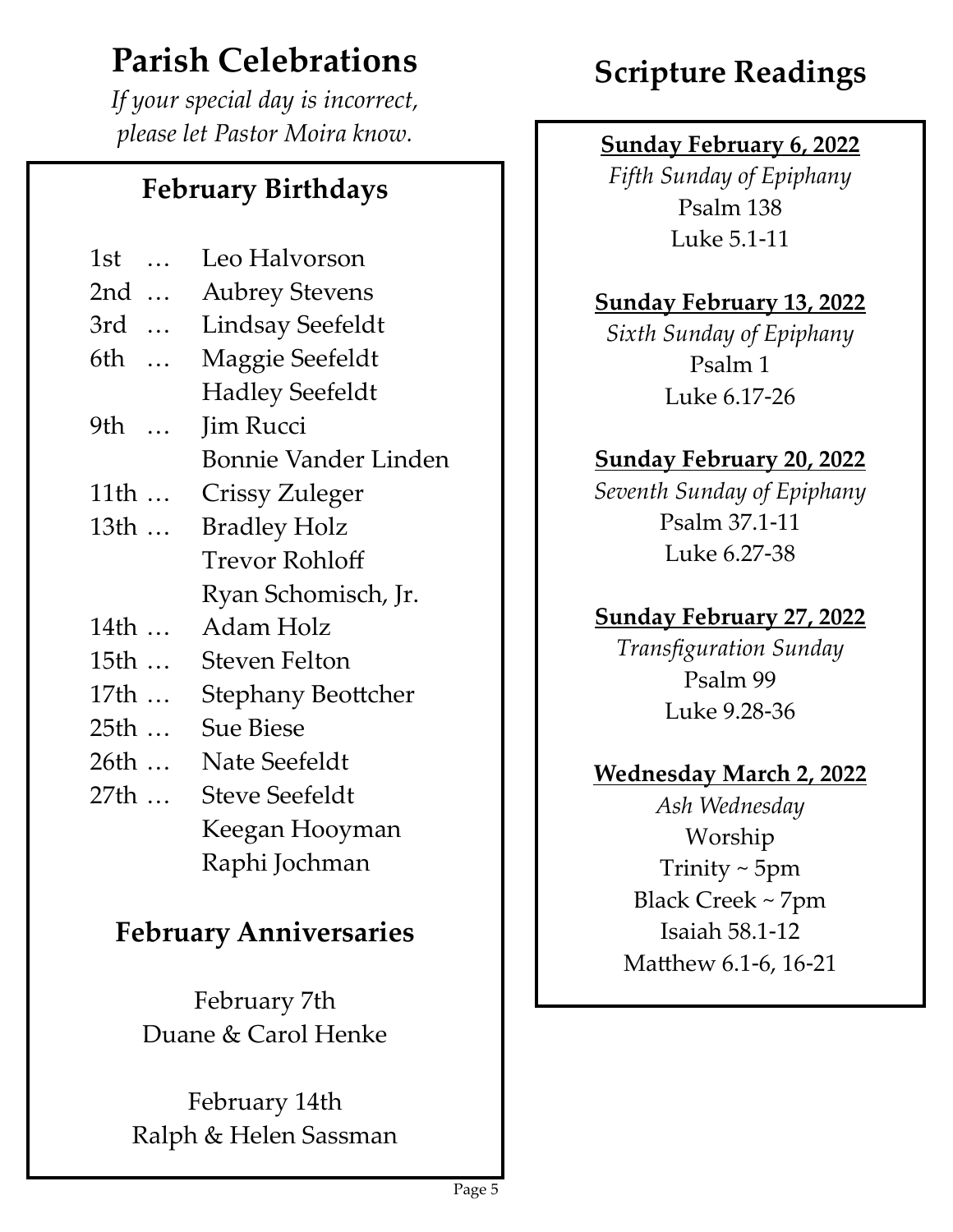# Parish Celebrations

*If your special day is incorrect, please let Pastor Moira know.*

## February Birthdays

1st … Leo Halvorson
2nd … Aubrey Stevens
3rd … Lindsay Seefeldt
6th … Maggie Seefeldt
Hadley Seefeldt
9th … Jim Rucci
Bonnie Vander Linden
11th … Crissy Zuleger
13th … Bradley Holz
Trevor Rohloff
Ryan Schomisch, Jr.
14th … Adam Holz
15th … Steven Felton
17th … Stephany Beottcher
25th … Sue Biese
26th … Nate Seefeldt
27th … Steve Seefeldt
Keegan Hooyman
Raphi Jochman

## February Anniversaries

February 7th
Duane & Carol Henke

February 14th
Ralph & Helen Sassman

# Scripture Readings

**Sunday February 6, 2022**
*Fifth Sunday of Epiphany*
Psalm 138
Luke 5.1-11

**Sunday February 13, 2022**
*Sixth Sunday of Epiphany*
Psalm 1
Luke 6.17-26

**Sunday February 20, 2022**
*Seventh Sunday of Epiphany*
Psalm 37.1-11
Luke 6.27-38

**Sunday February 27, 2022**
*Transfiguration Sunday*
Psalm 99
Luke 9.28-36

**Wednesday March 2, 2022**
*Ash Wednesday*
Worship
Trinity ~ 5pm
Black Creek ~ 7pm
Isaiah 58.1-12
Matthew 6.1-6, 16-21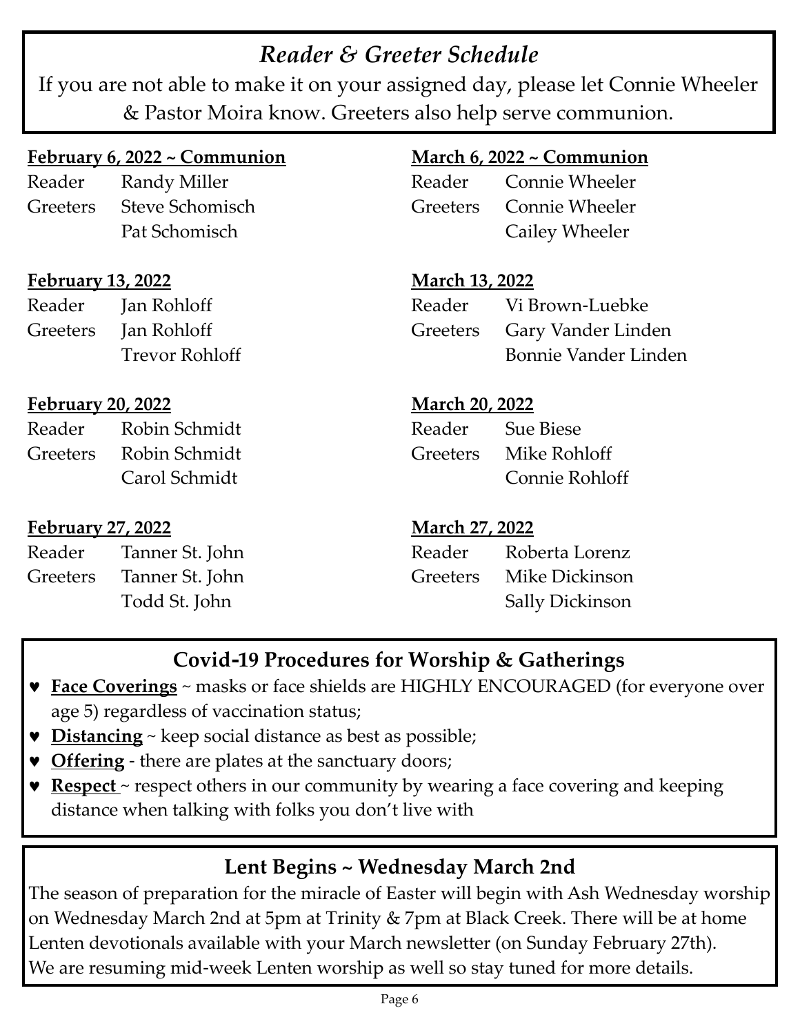## *Reader & Greeter Schedule*

If you are not able to make it on your assigned day, please let Connie Wheeler & Pastor Moira know. Greeters also help serve communion.

**February 6, 2022 ~ Communion**

Reader Randy Miller
Greeters Steve Schomisch
Pat Schomisch

**February 13, 2022**

Reader Jan Rohloff
Greeters Jan Rohloff
Trevor Rohloff

**February 20, 2022**

Reader Robin Schmidt
Greeters Robin Schmidt
Carol Schmidt

**February 27, 2022**

Reader Tanner St. John
Greeters Tanner St. John
Todd St. John

**March 6, 2022 ~ Communion**

Reader Connie Wheeler
Greeters Connie Wheeler
Cailey Wheeler

**March 13, 2022**

Reader Vi Brown-Luebke
Greeters Gary Vander Linden
Bonnie Vander Linden

**March 20, 2022**

Reader Sue Biese
Greeters Mike Rohloff
Connie Rohloff

**March 27, 2022**

Reader Roberta Lorenz
Greeters Mike Dickinson
Sally Dickinson

## Covid-19 Procedures for Worship & Gatherings

- **Face Coverings** ~ masks or face shields are HIGHLY ENCOURAGED (for everyone over age 5) regardless of vaccination status;
- **Distancing** ~ keep social distance as best as possible;
- **Offering** - there are plates at the sanctuary doors;
- **Respect** ~ respect others in our community by wearing a face covering and keeping distance when talking with folks you don't live with

## Lent Begins ~ Wednesday March 2nd

The season of preparation for the miracle of Easter will begin with Ash Wednesday worship on Wednesday March 2nd at 5pm at Trinity & 7pm at Black Creek. There will be at home Lenten devotionals available with your March newsletter (on Sunday February 27th). We are resuming mid-week Lenten worship as well so stay tuned for more details.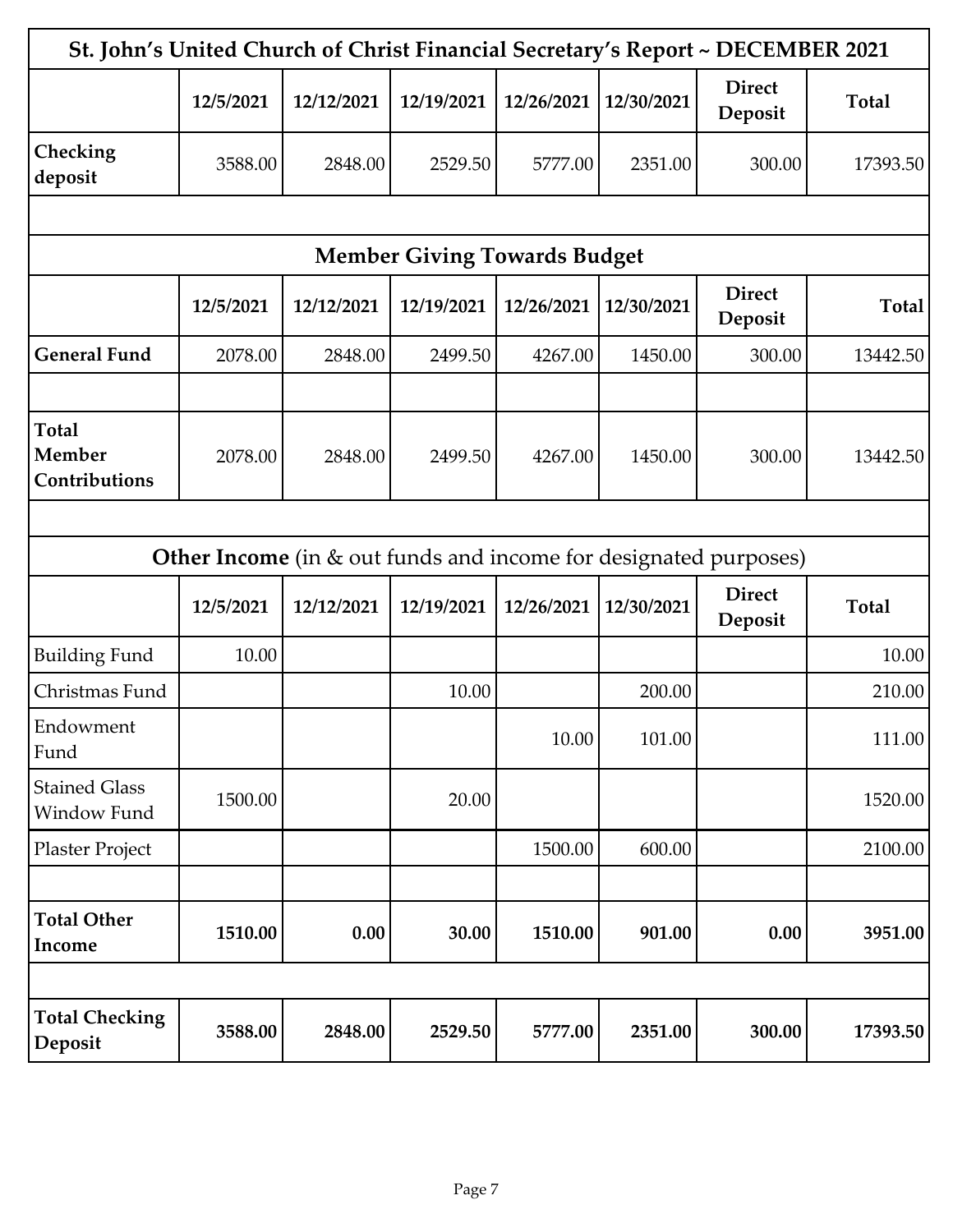# St. John's United Church of Christ Financial Secretary's Report ~ DECEMBER 2021

| | 12/5/2021 | 12/12/2021 | 12/19/2021 | 12/26/2021 | 12/30/2021 | Direct Deposit | Total |
|---|---|---|---|---|---|---|---|
| Checking deposit | 3588.00 | 2848.00 | 2529.50 | 5777.00 | 2351.00 | 300.00 | 17393.50 |

## Member Giving Towards Budget

| | 12/5/2021 | 12/12/2021 | 12/19/2021 | 12/26/2021 | 12/30/2021 | Direct Deposit | Total |
|---|---|---|---|---|---|---|---|
| **General Fund** | 2078.00 | 2848.00 | 2499.50 | 4267.00 | 1450.00 | 300.00 | 13442.50 |
| | | | | | | | |
| **Total Member Contributions** | 2078.00 | 2848.00 | 2499.50 | 4267.00 | 1450.00 | 300.00 | 13442.50 |

## **Other Income** (in & out funds and income for designated purposes)

| | 12/5/2021 | 12/12/2021 | 12/19/2021 | 12/26/2021 | 12/30/2021 | Direct Deposit | Total |
|---|---|---|---|---|---|---|---|
| Building Fund | 10.00 | | | | | | 10.00 |
| Christmas Fund | | | 10.00 | | 200.00 | | 210.00 |
| Endowment Fund | | | | 10.00 | 101.00 | | 111.00 |
| Stained Glass Window Fund | 1500.00 | | 20.00 | | | | 1520.00 |
| Plaster Project | | | | 1500.00 | 600.00 | | 2100.00 |
| | | | | | | | |
| **Total Other Income** | **1510.00** | **0.00** | **30.00** | **1510.00** | **901.00** | **0.00** | **3951.00** |
| | | | | | | | |
| **Total Checking Deposit** | **3588.00** | **2848.00** | **2529.50** | **5777.00** | **2351.00** | **300.00** | **17393.50** |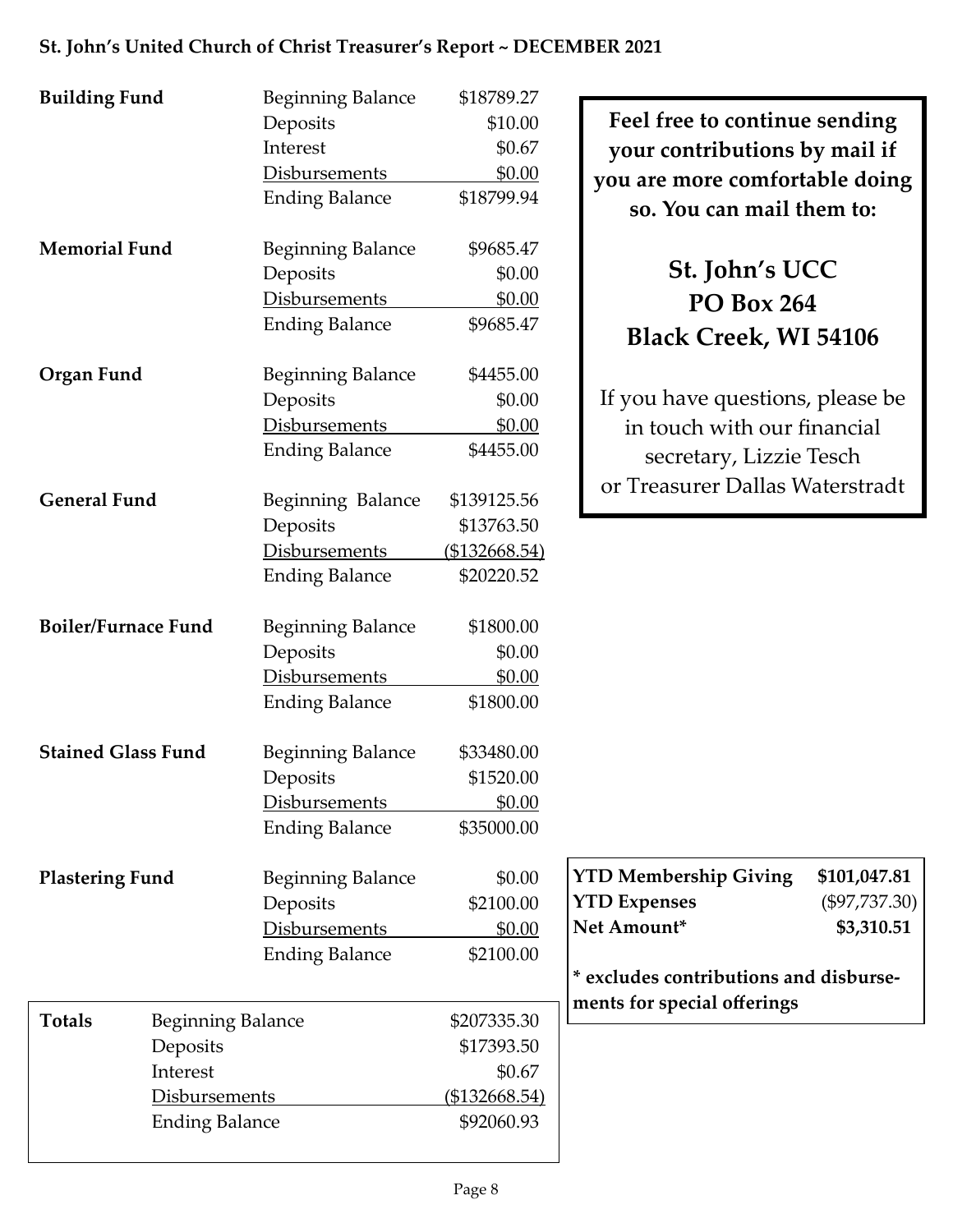**St. John's United Church of Christ Treasurer's Report ~ DECEMBER 2021**

| Fund | Item | Amount |
|---|---|---|
| **Building Fund** | Beginning Balance | $18789.27 |
| | Deposits | $10.00 |
| | Interest | $0.67 |
| | Disbursements | $0.00 |
| | Ending Balance | $18799.94 |
| **Memorial Fund** | Beginning Balance | $9685.47 |
| | Deposits | $0.00 |
| | Disbursements | $0.00 |
| | Ending Balance | $9685.47 |
| **Organ Fund** | Beginning Balance | $4455.00 |
| | Deposits | $0.00 |
| | Disbursements | $0.00 |
| | Ending Balance | $4455.00 |
| **General Fund** | Beginning Balance | $139125.56 |
| | Deposits | $13763.50 |
| | Disbursements | ($132668.54) |
| | Ending Balance | $20220.52 |
| **Boiler/Furnace Fund** | Beginning Balance | $1800.00 |
| | Deposits | $0.00 |
| | Disbursements | $0.00 |
| | Ending Balance | $1800.00 |
| **Stained Glass Fund** | Beginning Balance | $33480.00 |
| | Deposits | $1520.00 |
| | Disbursements | $0.00 |
| | Ending Balance | $35000.00 |
| **Plastering Fund** | Beginning Balance | $0.00 |
| | Deposits | $2100.00 |
| | Disbursements | $0.00 |
| | Ending Balance | $2100.00 |

| **Totals** | | |
|---|---|---|
| | Beginning Balance | $207335.30 |
| | Deposits | $17393.50 |
| | Interest | $0.67 |
| | Disbursements | ($132668.54) |
| | Ending Balance | $92060.93 |

**Feel free to continue sending your contributions by mail if you are more comfortable doing so. You can mail them to:**

**St. John's UCC**
**PO Box 264**
**Black Creek, WI 54106**

If you have questions, please be in touch with our financial secretary, Lizzie Tesch or Treasurer Dallas Waterstradt

| | |
|---|---|
| **YTD Membership Giving** | **$101,047.81** |
| **YTD Expenses** | ($97,737.30) |
| **Net Amount*** | **$3,310.51** |

**\* excludes contributions and disbursements for special offerings**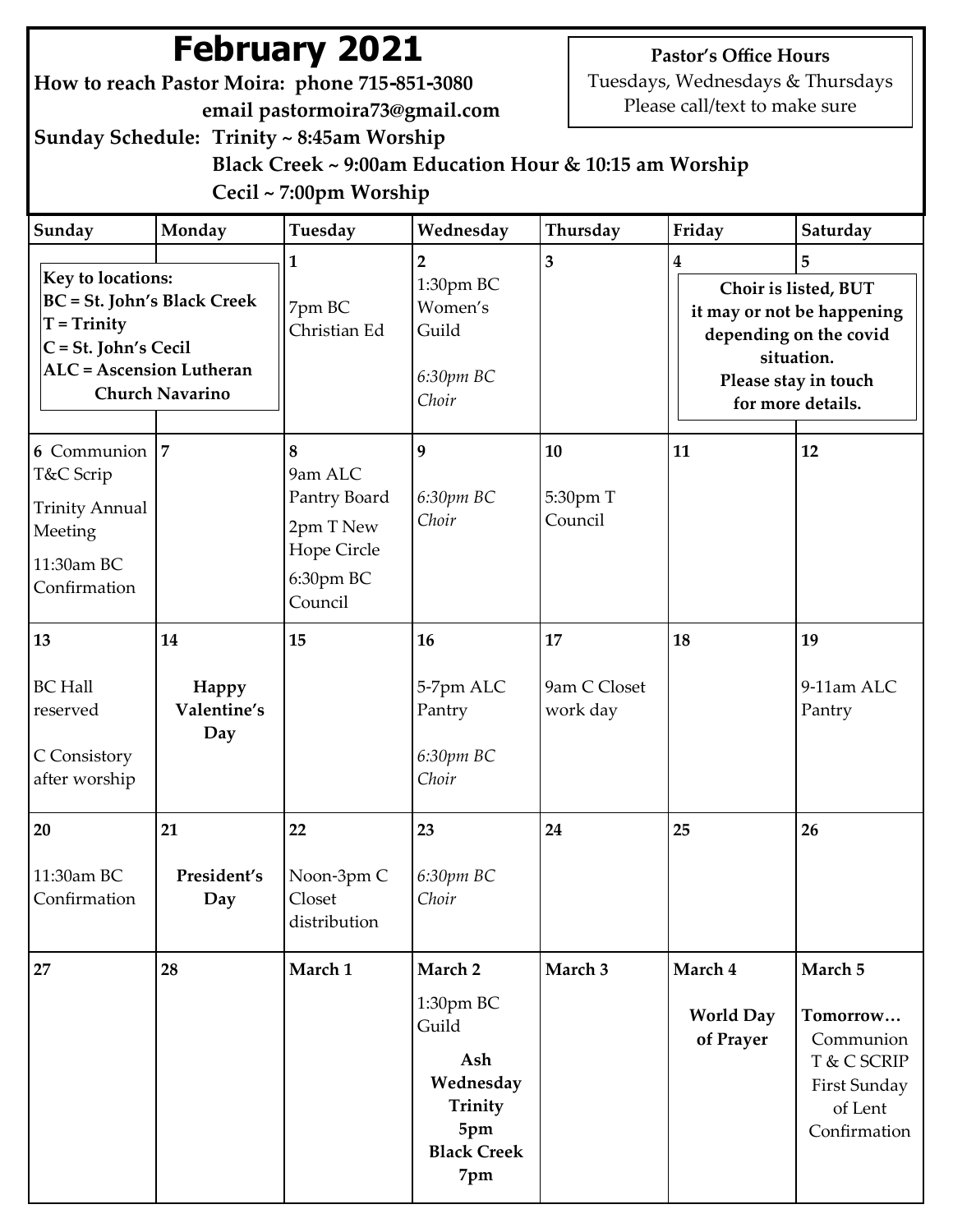# February 2021

**How to reach Pastor Moira: phone 715-851-3080**
**email pastormoira73@gmail.com**

**Sunday Schedule: Trinity ~ 8:45am Worship**
**Black Creek ~ 9:00am Education Hour & 10:15 am Worship**
**Cecil ~ 7:00pm Worship**

**Pastor's Office Hours**
Tuesdays, Wednesdays & Thursdays
Please call/text to make sure

**Key to locations:**
**BC = St. John's Black Creek**
**T = Trinity**
**C = St. John's Cecil**
**ALC = Ascension Lutheran Church Navarino**

**Choir is listed, BUT it may or not be happening depending on the covid situation. Please stay in touch for more details.**

| Sunday | Monday | Tuesday | Wednesday | Thursday | Friday | Saturday |
|---|---|---|---|---|---|---|
| | | 1<br>7pm BC Christian Ed | 2<br>1:30pm BC Women's Guild<br>*6:30pm BC Choir* | 3 | 4 | 5 |
| 6 Communion T&C Scrip<br>Trinity Annual Meeting<br>11:30am BC Confirmation | 7 | 8<br>9am ALC Pantry Board<br>2pm T New Hope Circle<br>6:30pm BC Council | 9<br>*6:30pm BC Choir* | 10<br>5:30pm T Council | 11 | 12 |
| 13<br>BC Hall reserved<br>C Consistory after worship | 14<br>**Happy Valentine's Day** | 15 | 16<br>5-7pm ALC Pantry<br>*6:30pm BC Choir* | 17<br>9am C Closet work day | 18 | 19<br>9-11am ALC Pantry |
| 20<br>11:30am BC Confirmation | 21<br>**President's Day** | 22<br>Noon-3pm C Closet distribution | 23<br>*6:30pm BC Choir* | 24 | 25 | 26 |
| 27 | 28 | March 1 | March 2<br>1:30pm BC Guild<br>**Ash Wednesday Trinity 5pm Black Creek 7pm** | March 3 | March 4<br>**World Day of Prayer** | March 5<br>**Tomorrow…**<br>Communion T & C SCRIP First Sunday of Lent Confirmation |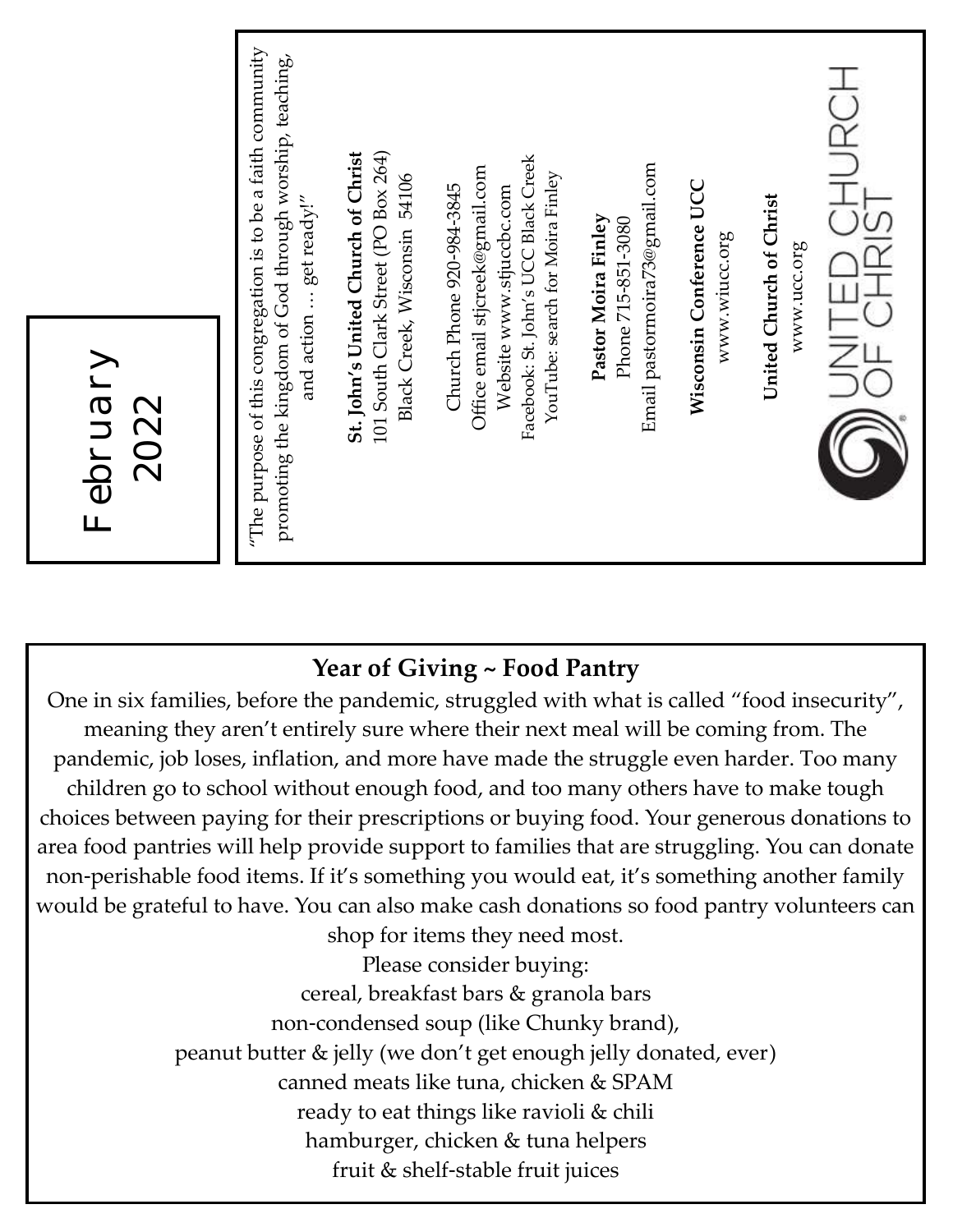February 2022

"The purpose of this congregation is to be a faith community promoting the kingdom of God through worship, teaching, and action … get ready!"

**St. John's United Church of Christ**
101 South Clark Street (PO Box 264)
Black Creek, Wisconsin 54106

Church Phone 920-984-3845
Office email stjcreek@gmail.com
Website www.stjuccbc.com
Facebook: St. John's UCC Black Creek
YouTube: search for Moira Finley

**Pastor Moira Finley**
Phone 715-851-3080
Email pastormoira73@gmail.com

**Wisconsin Conference UCC**
www.wiucc.org

**United Church of Christ**
www.ucc.org

UNITED CHURCH OF CHRIST

## Year of Giving ~ Food Pantry

One in six families, before the pandemic, struggled with what is called "food insecurity", meaning they aren't entirely sure where their next meal will be coming from. The pandemic, job loses, inflation, and more have made the struggle even harder. Too many children go to school without enough food, and too many others have to make tough choices between paying for their prescriptions or buying food. Your generous donations to area food pantries will help provide support to families that are struggling. You can donate non-perishable food items. If it's something you would eat, it's something another family would be grateful to have. You can also make cash donations so food pantry volunteers can shop for items they need most.

Please consider buying:
cereal, breakfast bars & granola bars
non-condensed soup (like Chunky brand),
peanut butter & jelly (we don't get enough jelly donated, ever)
canned meats like tuna, chicken & SPAM
ready to eat things like ravioli & chili
hamburger, chicken & tuna helpers
fruit & shelf-stable fruit juices